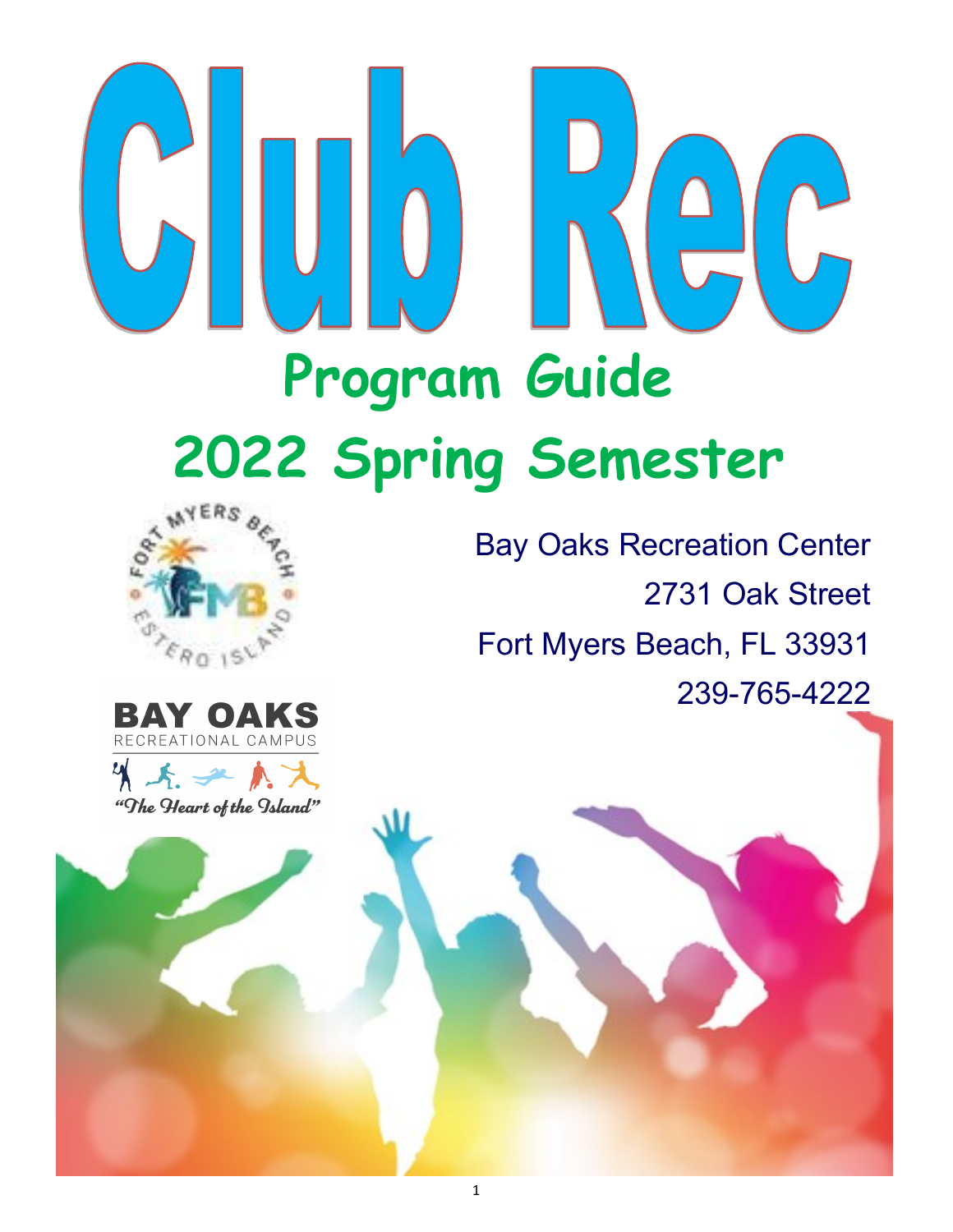# Club Rec

## Program Guide

## 2022 Spring Semester

Bay Oaks Recreation Center

2731 Oak Street

Fort Myers Beach, FL 33931

239-765-4222

FORT MYERS BEACH · FMB · ESTERO ISLAND

BAY OAKS
RECREATIONAL CAMPUS

*"The Heart of the Island"*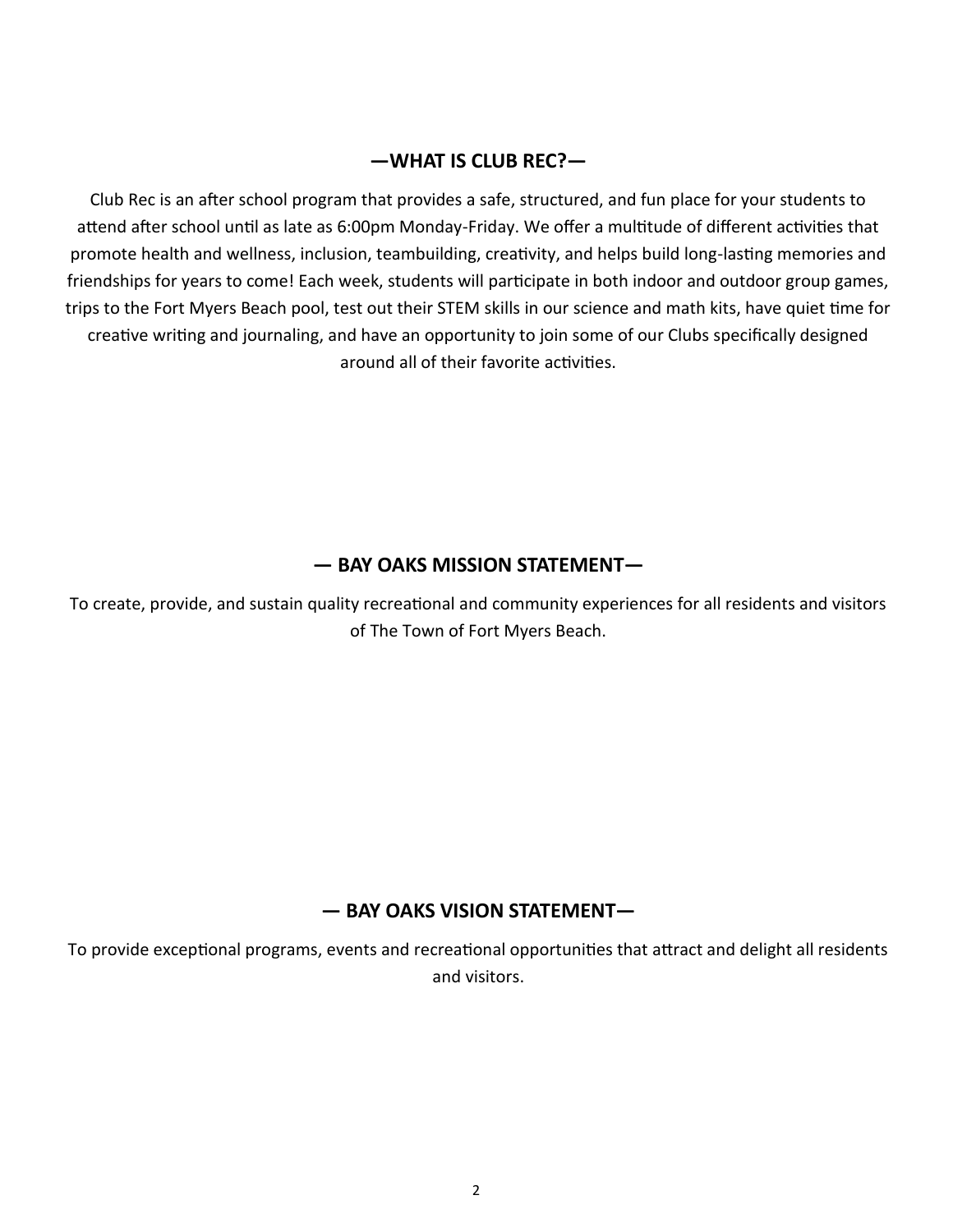## —WHAT IS CLUB REC?—

Club Rec is an after school program that provides a safe, structured, and fun place for your students to attend after school until as late as 6:00pm Monday-Friday. We offer a multitude of different activities that promote health and wellness, inclusion, teambuilding, creativity, and helps build long-lasting memories and friendships for years to come! Each week, students will participate in both indoor and outdoor group games, trips to the Fort Myers Beach pool, test out their STEM skills in our science and math kits, have quiet time for creative writing and journaling, and have an opportunity to join some of our Clubs specifically designed around all of their favorite activities.

## — BAY OAKS MISSION STATEMENT—

To create, provide, and sustain quality recreational and community experiences for all residents and visitors of The Town of Fort Myers Beach.

## — BAY OAKS VISION STATEMENT—

To provide exceptional programs, events and recreational opportunities that attract and delight all residents and visitors.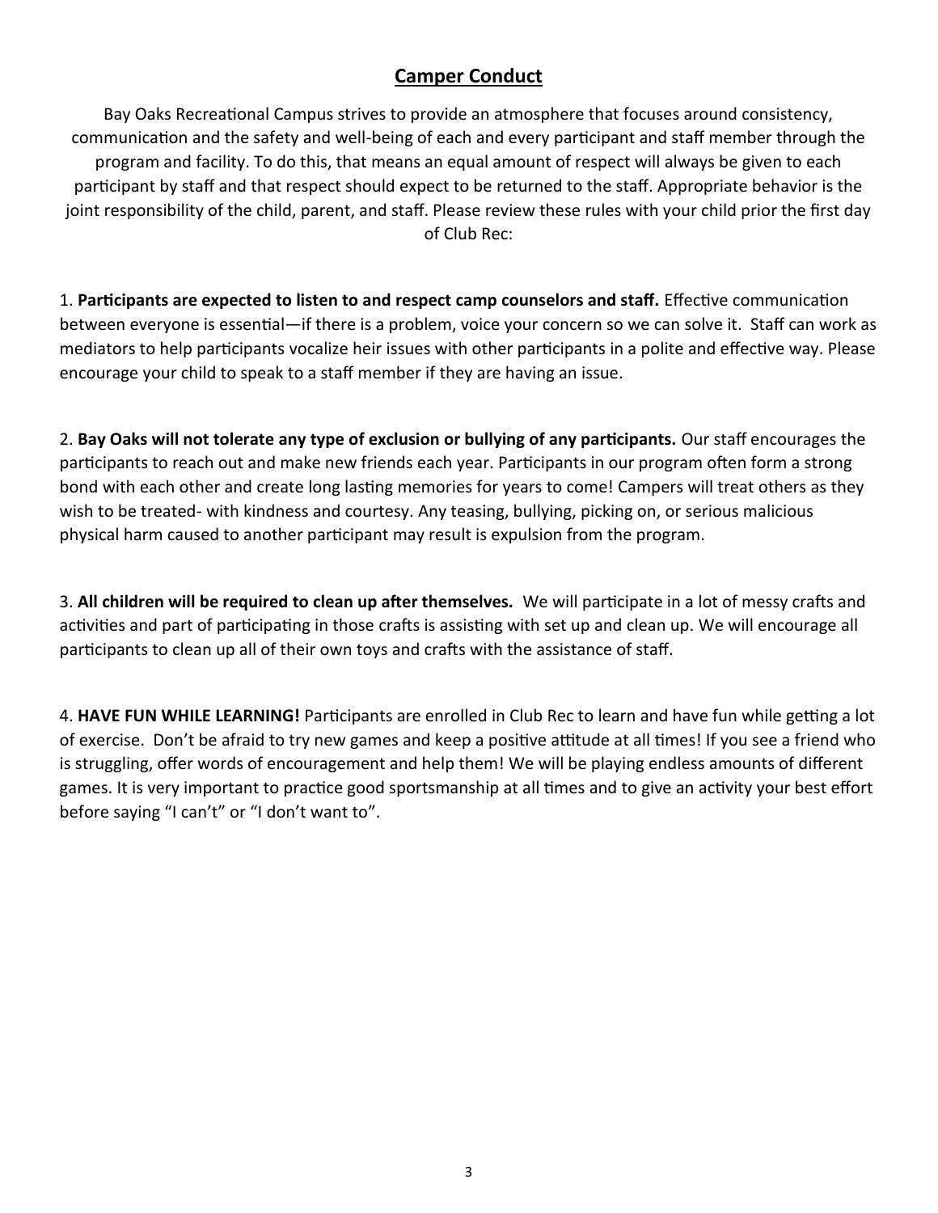## Camper Conduct

Bay Oaks Recreational Campus strives to provide an atmosphere that focuses around consistency, communication and the safety and well-being of each and every participant and staff member through the program and facility. To do this, that means an equal amount of respect will always be given to each participant by staff and that respect should expect to be returned to the staff. Appropriate behavior is the joint responsibility of the child, parent, and staff. Please review these rules with your child prior the first day of Club Rec:

1. **Participants are expected to listen to and respect camp counselors and staff.** Effective communication between everyone is essential—if there is a problem, voice your concern so we can solve it. Staff can work as mediators to help participants vocalize heir issues with other participants in a polite and effective way. Please encourage your child to speak to a staff member if they are having an issue.

2. **Bay Oaks will not tolerate any type of exclusion or bullying of any participants.** Our staff encourages the participants to reach out and make new friends each year. Participants in our program often form a strong bond with each other and create long lasting memories for years to come! Campers will treat others as they wish to be treated- with kindness and courtesy. Any teasing, bullying, picking on, or serious malicious physical harm caused to another participant may result is expulsion from the program.

3. **All children will be required to clean up after themselves.** We will participate in a lot of messy crafts and activities and part of participating in those crafts is assisting with set up and clean up. We will encourage all participants to clean up all of their own toys and crafts with the assistance of staff.

4. **HAVE FUN WHILE LEARNING!** Participants are enrolled in Club Rec to learn and have fun while getting a lot of exercise. Don't be afraid to try new games and keep a positive attitude at all times! If you see a friend who is struggling, offer words of encouragement and help them! We will be playing endless amounts of different games. It is very important to practice good sportsmanship at all times and to give an activity your best effort before saying "I can't" or "I don't want to".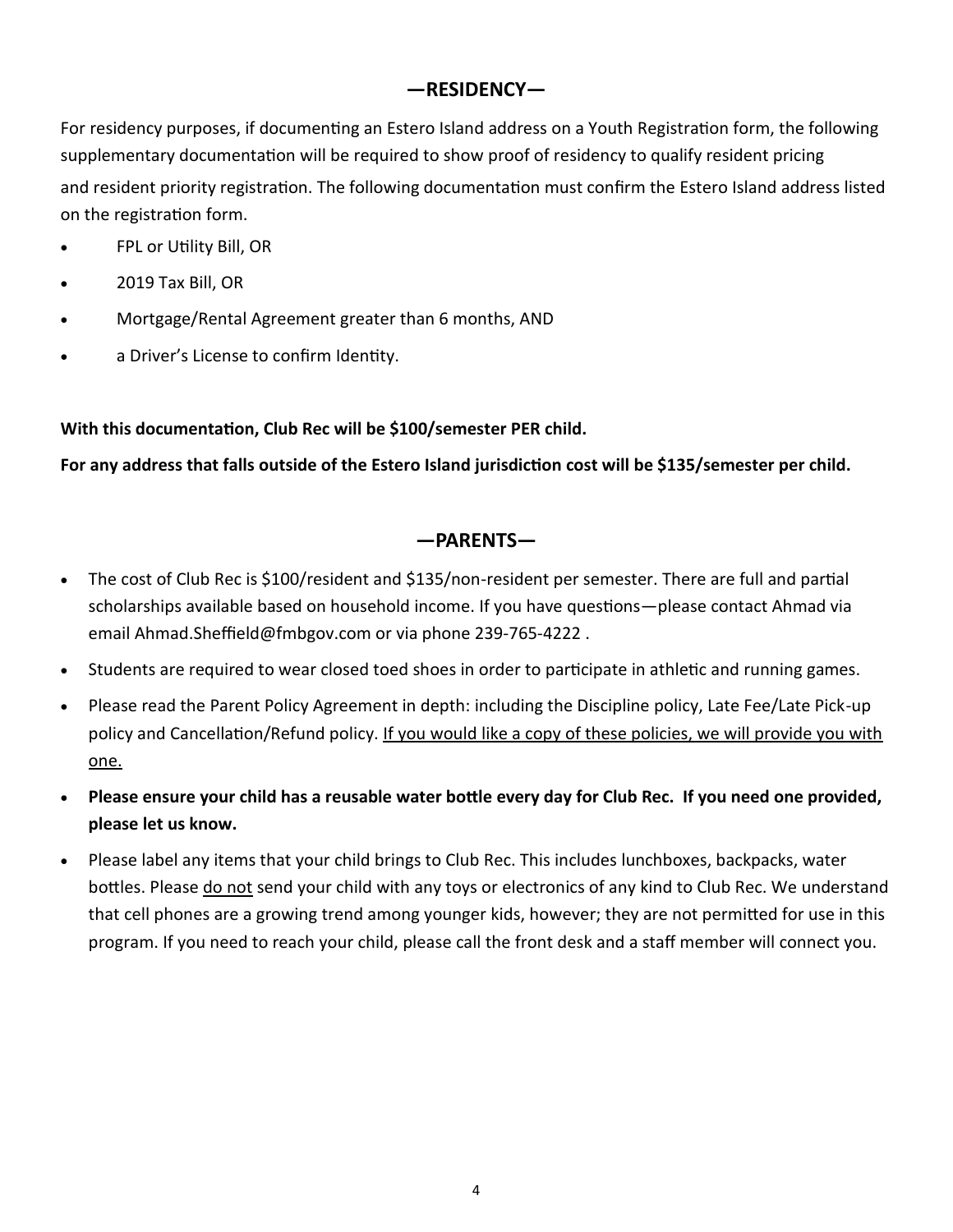## —RESIDENCY—

For residency purposes, if documenting an Estero Island address on a Youth Registration form, the following supplementary documentation will be required to show proof of residency to qualify resident pricing and resident priority registration. The following documentation must confirm the Estero Island address listed on the registration form.

- FPL or Utility Bill, OR
- 2019 Tax Bill, OR
- Mortgage/Rental Agreement greater than 6 months, AND
- a Driver's License to confirm Identity.

**With this documentation, Club Rec will be $100/semester PER child.**

**For any address that falls outside of the Estero Island jurisdiction cost will be $135/semester per child.**

## —PARENTS—

- The cost of Club Rec is $100/resident and $135/non-resident per semester. There are full and partial scholarships available based on household income. If you have questions—please contact Ahmad via email Ahmad.Sheffield@fmbgov.com or via phone 239-765-4222 .
- Students are required to wear closed toed shoes in order to participate in athletic and running games.
- Please read the Parent Policy Agreement in depth: including the Discipline policy, Late Fee/Late Pick-up policy and Cancellation/Refund policy. <u>If you would like a copy of these policies, we will provide you with one.</u>
- **Please ensure your child has a reusable water bottle every day for Club Rec. If you need one provided, please let us know.**
- Please label any items that your child brings to Club Rec. This includes lunchboxes, backpacks, water bottles. Please <u>do not</u> send your child with any toys or electronics of any kind to Club Rec. We understand that cell phones are a growing trend among younger kids, however; they are not permitted for use in this program. If you need to reach your child, please call the front desk and a staff member will connect you.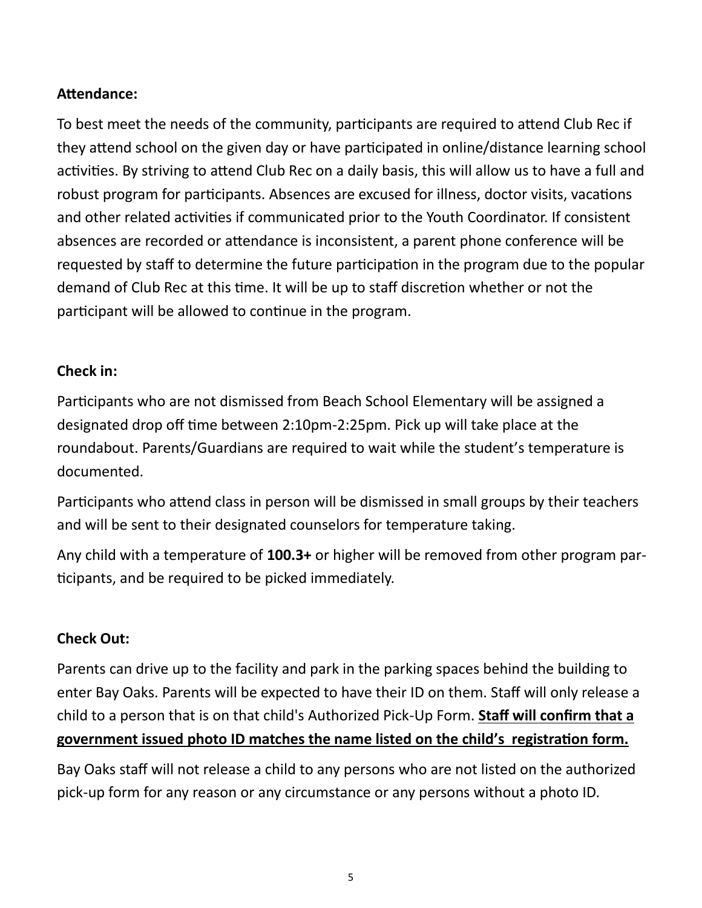**Attendance:**

To best meet the needs of the community, participants are required to attend Club Rec if they attend school on the given day or have participated in online/distance learning school activities. By striving to attend Club Rec on a daily basis, this will allow us to have a full and robust program for participants. Absences are excused for illness, doctor visits, vacations and other related activities if communicated prior to the Youth Coordinator. If consistent absences are recorded or attendance is inconsistent, a parent phone conference will be requested by staff to determine the future participation in the program due to the popular demand of Club Rec at this time. It will be up to staff discretion whether or not the participant will be allowed to continue in the program.

**Check in:**

Participants who are not dismissed from Beach School Elementary will be assigned a designated drop off time between 2:10pm-2:25pm. Pick up will take place at the roundabout. Parents/Guardians are required to wait while the student's temperature is documented.

Participants who attend class in person will be dismissed in small groups by their teachers and will be sent to their designated counselors for temperature taking.

Any child with a temperature of **100.3+** or higher will be removed from other program participants, and be required to be picked immediately.

**Check Out:**

Parents can drive up to the facility and park in the parking spaces behind the building to enter Bay Oaks. Parents will be expected to have their ID on them. Staff will only release a child to a person that is on that child's Authorized Pick-Up Form. **Staff will confirm that a government issued photo ID matches the name listed on the child's registration form.**

Bay Oaks staff will not release a child to any persons who are not listed on the authorized pick-up form for any reason or any circumstance or any persons without a photo ID.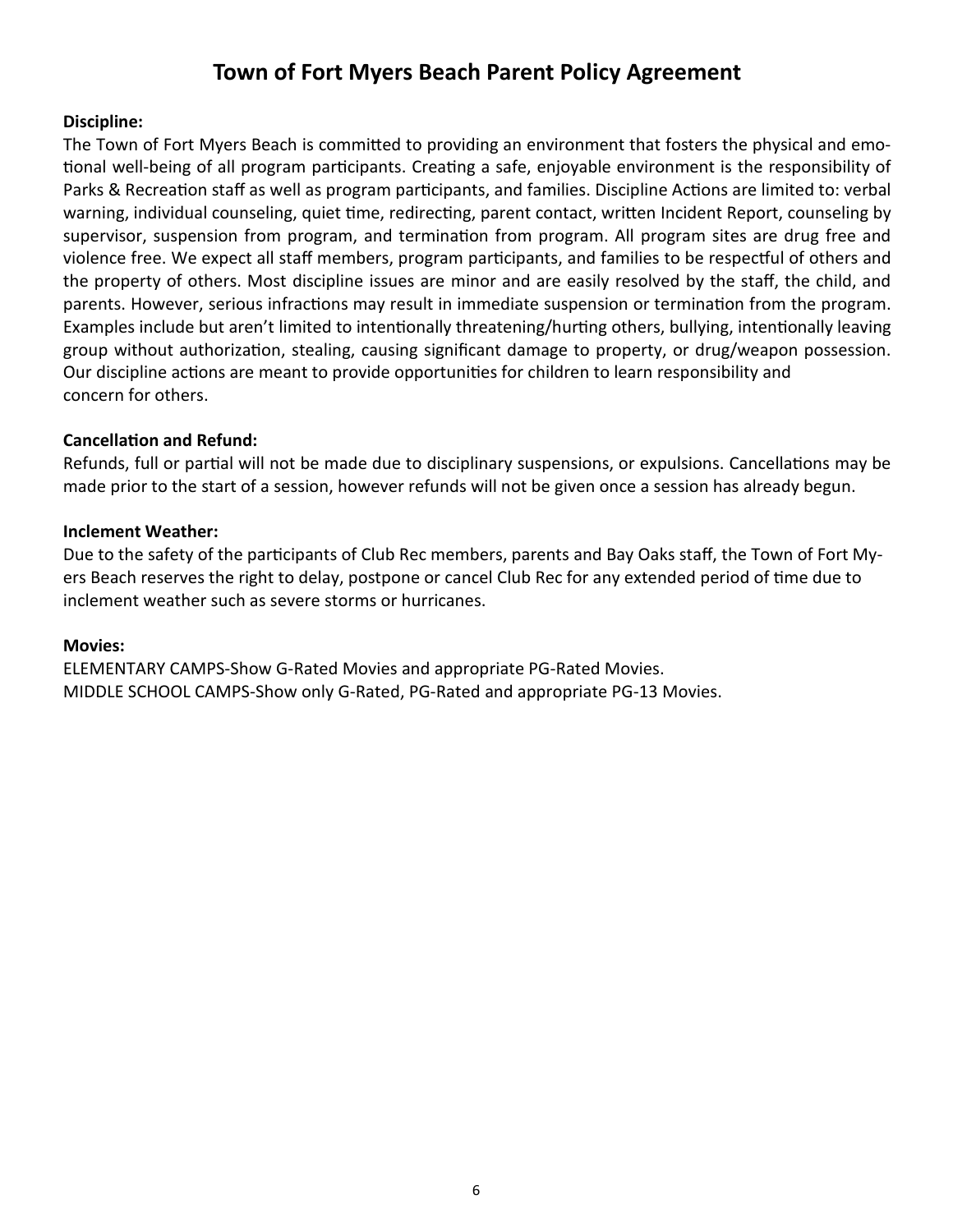# Town of Fort Myers Beach Parent Policy Agreement

**Discipline:**

The Town of Fort Myers Beach is committed to providing an environment that fosters the physical and emotional well-being of all program participants. Creating a safe, enjoyable environment is the responsibility of Parks & Recreation staff as well as program participants, and families. Discipline Actions are limited to: verbal warning, individual counseling, quiet time, redirecting, parent contact, written Incident Report, counseling by supervisor, suspension from program, and termination from program. All program sites are drug free and violence free. We expect all staff members, program participants, and families to be respectful of others and the property of others. Most discipline issues are minor and are easily resolved by the staff, the child, and parents. However, serious infractions may result in immediate suspension or termination from the program. Examples include but aren't limited to intentionally threatening/hurting others, bullying, intentionally leaving group without authorization, stealing, causing significant damage to property, or drug/weapon possession. Our discipline actions are meant to provide opportunities for children to learn responsibility and concern for others.

**Cancellation and Refund:**

Refunds, full or partial will not be made due to disciplinary suspensions, or expulsions. Cancellations may be made prior to the start of a session, however refunds will not be given once a session has already begun.

**Inclement Weather:**

Due to the safety of the participants of Club Rec members, parents and Bay Oaks staff, the Town of Fort Myers Beach reserves the right to delay, postpone or cancel Club Rec for any extended period of time due to inclement weather such as severe storms or hurricanes.

**Movies:**

ELEMENTARY CAMPS-Show G-Rated Movies and appropriate PG-Rated Movies.
MIDDLE SCHOOL CAMPS-Show only G-Rated, PG-Rated and appropriate PG-13 Movies.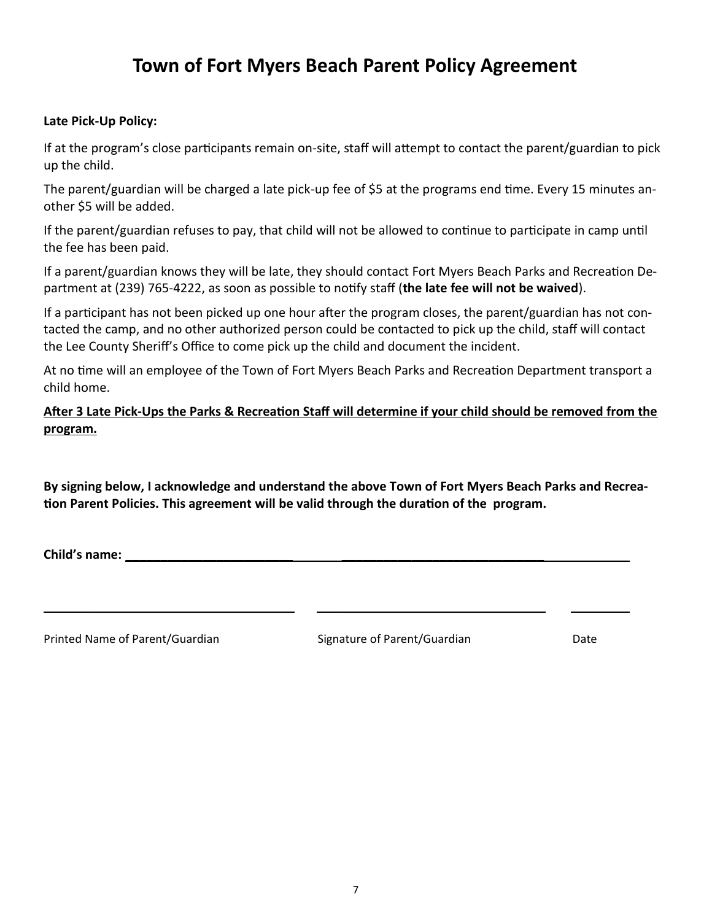# Town of Fort Myers Beach Parent Policy Agreement

**Late Pick-Up Policy:**

If at the program's close participants remain on-site, staff will attempt to contact the parent/guardian to pick up the child.

The parent/guardian will be charged a late pick-up fee of $5 at the programs end time. Every 15 minutes another $5 will be added.

If the parent/guardian refuses to pay, that child will not be allowed to continue to participate in camp until the fee has been paid.

If a parent/guardian knows they will be late, they should contact Fort Myers Beach Parks and Recreation Department at (239) 765-4222, as soon as possible to notify staff (**the late fee will not be waived**).

If a participant has not been picked up one hour after the program closes, the parent/guardian has not contacted the camp, and no other authorized person could be contacted to pick up the child, staff will contact the Lee County Sheriff's Office to come pick up the child and document the incident.

At no time will an employee of the Town of Fort Myers Beach Parks and Recreation Department transport a child home.

**After 3 Late Pick-Ups the Parks & Recreation Staff will determine if your child should be removed from the program.**

**By signing below, I acknowledge and understand the above Town of Fort Myers Beach Parks and Recreation Parent Policies. This agreement will be valid through the duration of the program.**

**Child's name:** ______________________________ ______________________________

______________________________ ______________________________ __________

Printed Name of Parent/Guardian Signature of Parent/Guardian Date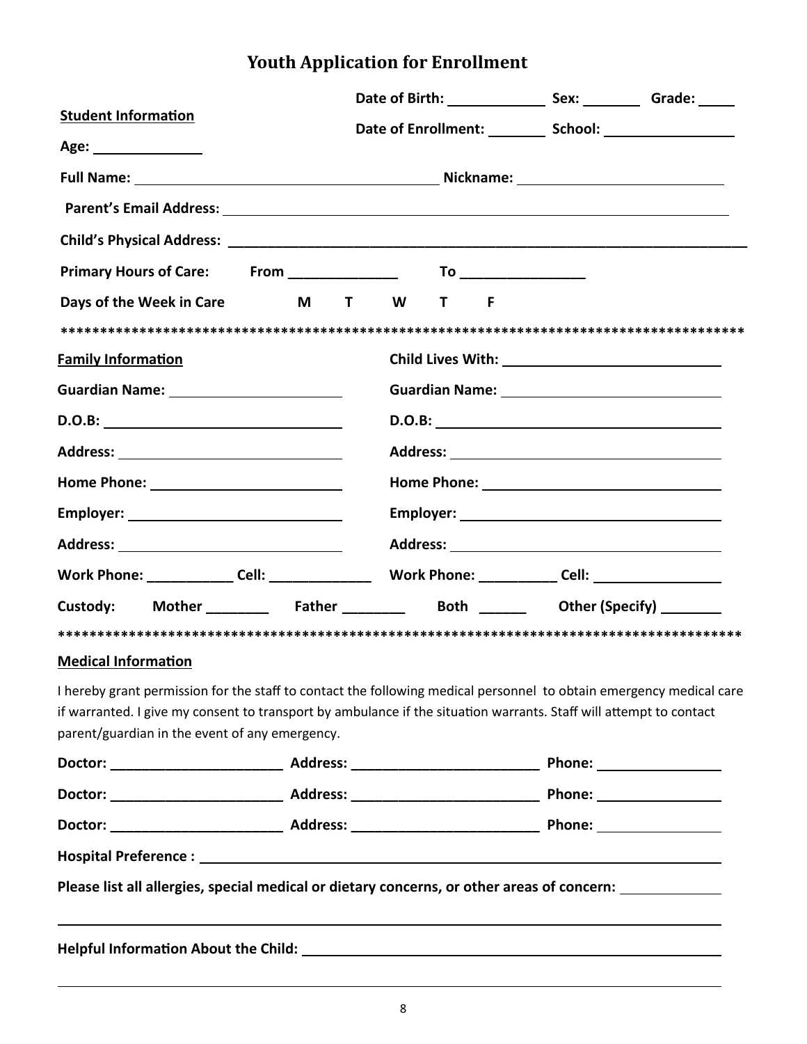# Youth Application for Enrollment

**Date of Birth:** ____________ **Sex:** _______ **Grade:** ____

**Student Information**

**Date of Enrollment:** _______ **School:** ________________

**Age:** ______________

**Full Name:** ________________________________________ **Nickname:** __________________________

**Parent's Email Address:** ____________________________________________________________________

**Child's Physical Address:** ___________________________________________________________________

**Primary Hours of Care:** **From** ______________ **To** ________________

**Days of the Week in Care** **M T W T F**

****************************************************************************************

**Family Information**

**Child Lives With:** ____________________________

| | |
|---|---|
| **Guardian Name:** ______________________ | **Guardian Name:** ____________________________ |
| **D.O.B:** ______________________________ | **D.O.B:** ____________________________________ |
| **Address:** ____________________________ | **Address:** __________________________________ |
| **Home Phone:** _________________________ | **Home Phone:** _______________________________ |
| **Employer:** ___________________________ | **Employer:** _________________________________ |
| **Address:** ____________________________ | **Address:** __________________________________ |
| **Work Phone:** ___________ **Cell:** _____________ | **Work Phone:** __________ **Cell:** ________________ |

**Custody:** **Mother** ________ **Father** ________ **Both** ______ **Other (Specify)** ________

****************************************************************************************

**Medical Information**

I hereby grant permission for the staff to contact the following medical personnel to obtain emergency medical care if warranted. I give my consent to transport by ambulance if the situation warrants. Staff will attempt to contact parent/guardian in the event of any emergency.

**Doctor:** ______________________ **Address:** ________________________ **Phone:** ________________

**Doctor:** ______________________ **Address:** ________________________ **Phone:** ________________

**Doctor:** ______________________ **Address:** ________________________ **Phone:** ________________

**Hospital Preference :** ____________________________________________________________________

**Please list all allergies, special medical or dietary concerns, or other areas of concern:** ____________

_____________________________________________________________________________________

**Helpful Information About the Child:** ______________________________________________________

_____________________________________________________________________________________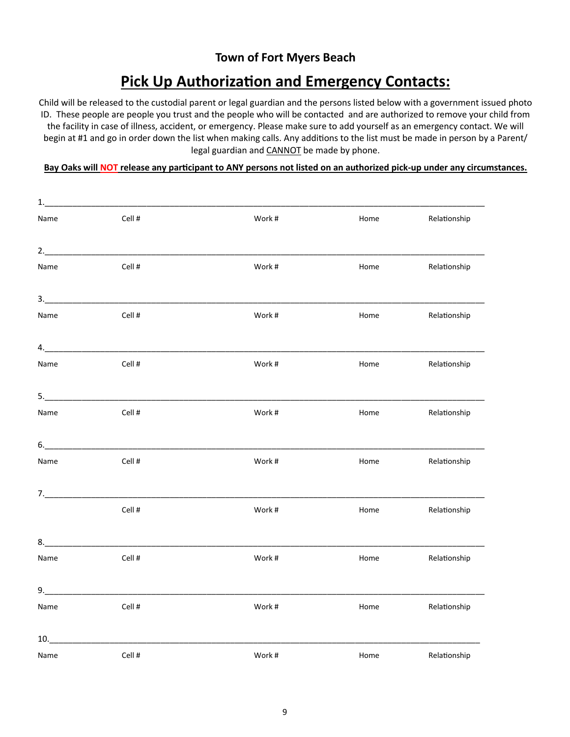## Town of Fort Myers Beach

# Pick Up Authorization and Emergency Contacts:

Child will be released to the custodial parent or legal guardian and the persons listed below with a government issued photo ID. These people are people you trust and the people who will be contacted and are authorized to remove your child from the facility in case of illness, accident, or emergency. Please make sure to add yourself as an emergency contact. We will begin at #1 and go in order down the list when making calls. Any additions to the list must be made in person by a Parent/legal guardian and CANNOT be made by phone.

**Bay Oaks will NOT release any participant to ANY persons not listed on an authorized pick-up under any circumstances.**

1.___________________________________________________________________________________

Name Cell # Work # Home Relationship

2.___________________________________________________________________________________

Name Cell # Work # Home Relationship

3.___________________________________________________________________________________

Name Cell # Work # Home Relationship

4.___________________________________________________________________________________

Name Cell # Work # Home Relationship

5.___________________________________________________________________________________

Name Cell # Work # Home Relationship

6.___________________________________________________________________________________

Name Cell # Work # Home Relationship

7.___________________________________________________________________________________

Cell # Work # Home Relationship

8.___________________________________________________________________________________

Name Cell # Work # Home Relationship

9.___________________________________________________________________________________

Name Cell # Work # Home Relationship

10.__________________________________________________________________________________

Name Cell # Work # Home Relationship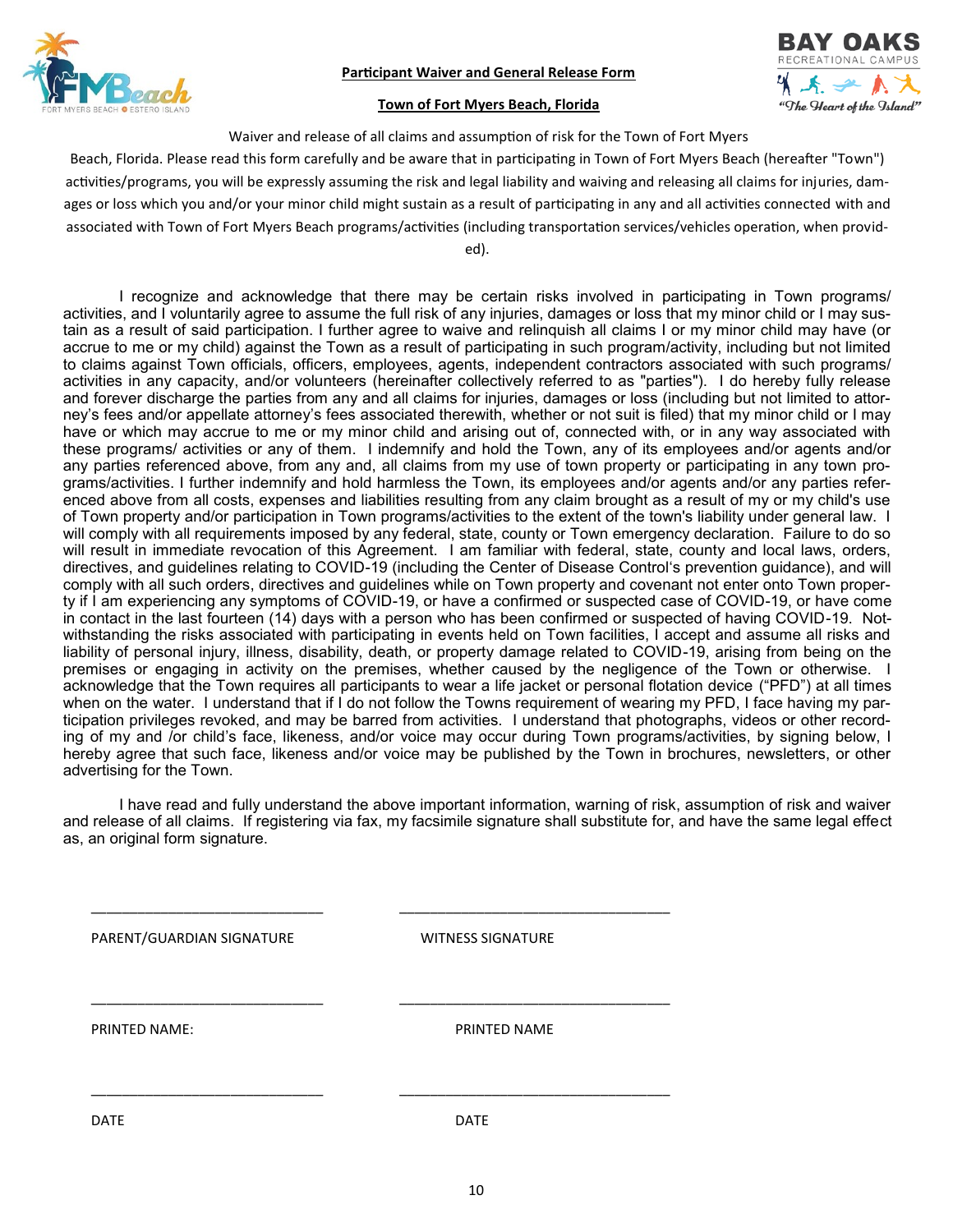**Participant Waiver and General Release Form**

**Town of Fort Myers Beach, Florida**

Waiver and release of all claims and assumption of risk for the Town of Fort Myers Beach, Florida. Please read this form carefully and be aware that in participating in Town of Fort Myers Beach (hereafter "Town") activities/programs, you will be expressly assuming the risk and legal liability and waiving and releasing all claims for injuries, damages or loss which you and/or your minor child might sustain as a result of participating in any and all activities connected with and associated with Town of Fort Myers Beach programs/activities (including transportation services/vehicles operation, when provided).

I recognize and acknowledge that there may be certain risks involved in participating in Town programs/ activities, and I voluntarily agree to assume the full risk of any injuries, damages or loss that my minor child or I may sustain as a result of said participation. I further agree to waive and relinquish all claims I or my minor child may have (or accrue to me or my child) against the Town as a result of participating in such program/activity, including but not limited to claims against Town officials, officers, employees, agents, independent contractors associated with such programs/ activities in any capacity, and/or volunteers (hereinafter collectively referred to as "parties"). I do hereby fully release and forever discharge the parties from any and all claims for injuries, damages or loss (including but not limited to attorney's fees and/or appellate attorney's fees associated therewith, whether or not suit is filed) that my minor child or I may have or which may accrue to me or my minor child and arising out of, connected with, or in any way associated with these programs/ activities or any of them. I indemnify and hold the Town, any of its employees and/or agents and/or any parties referenced above, from any and, all claims from my use of town property or participating in any town programs/activities. I further indemnify and hold harmless the Town, its employees and/or agents and/or any parties referenced above from all costs, expenses and liabilities resulting from any claim brought as a result of my or my child's use of Town property and/or participation in Town programs/activities to the extent of the town's liability under general law. I will comply with all requirements imposed by any federal, state, county or Town emergency declaration. Failure to do so will result in immediate revocation of this Agreement. I am familiar with federal, state, county and local laws, orders, directives, and guidelines relating to COVID-19 (including the Center of Disease Control's prevention guidance), and will comply with all such orders, directives and guidelines while on Town property and covenant not enter onto Town property if I am experiencing any symptoms of COVID-19, or have a confirmed or suspected case of COVID-19, or have come in contact in the last fourteen (14) days with a person who has been confirmed or suspected of having COVID-19. Notwithstanding the risks associated with participating in events held on Town facilities, I accept and assume all risks and liability of personal injury, illness, disability, death, or property damage related to COVID-19, arising from being on the premises or engaging in activity on the premises, whether caused by the negligence of the Town or otherwise. I acknowledge that the Town requires all participants to wear a life jacket or personal flotation device ("PFD") at all times when on the water. I understand that if I do not follow the Towns requirement of wearing my PFD, I face having my participation privileges revoked, and may be barred from activities. I understand that photographs, videos or other recording of my and /or child's face, likeness, and/or voice may occur during Town programs/activities, by signing below, I hereby agree that such face, likeness and/or voice may be published by the Town in brochures, newsletters, or other advertising for the Town.

I have read and fully understand the above important information, warning of risk, assumption of risk and waiver and release of all claims. If registering via fax, my facsimile signature shall substitute for, and have the same legal effect as, an original form signature.

| | |
|---|---|
| ______________________________ | ______________________________ |
| PARENT/GUARDIAN SIGNATURE | WITNESS SIGNATURE |
| ______________________________ | ______________________________ |
| PRINTED NAME: | PRINTED NAME |
| ______________________________ | ______________________________ |
| DATE | DATE |